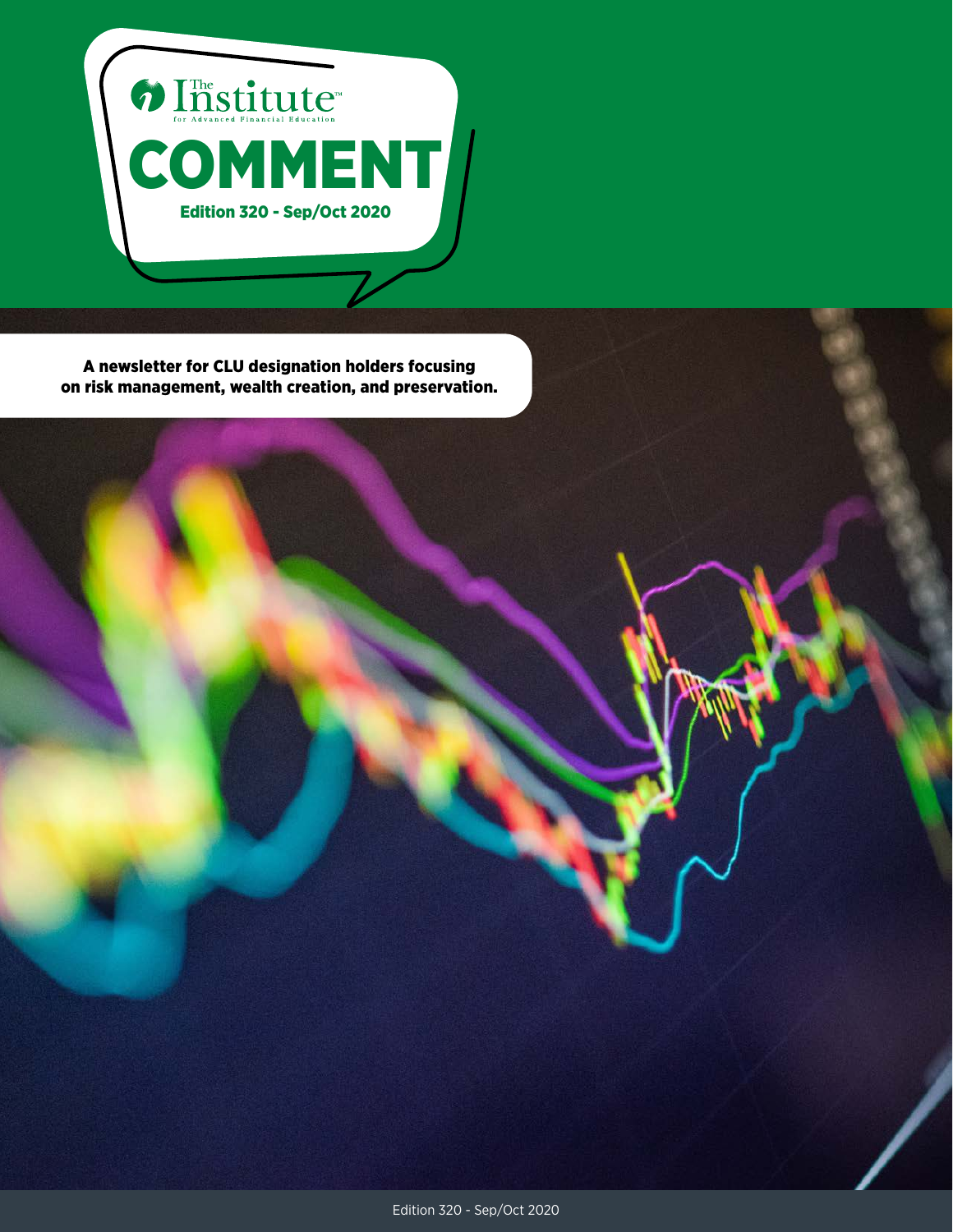The Institute for Advanced Financial Education™

# COMMENT

**Edition 320 - Sep/Oct 2020**

**A newsletter for CLU designation holders focusing on risk management, wealth creation, and preservation.**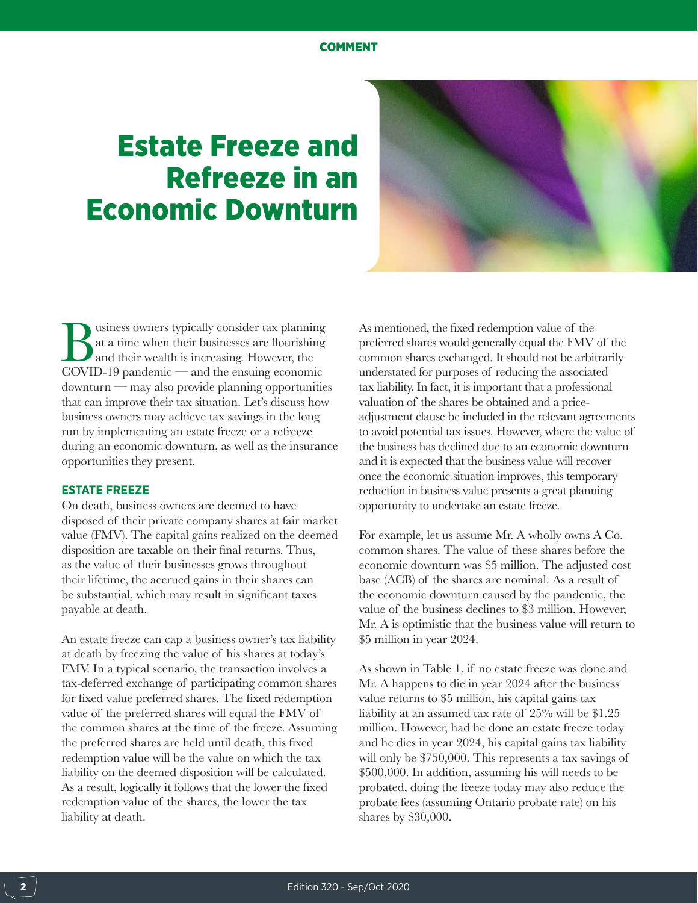# Estate Freeze and Refreeze in an Economic Downturn

Business owners typically consider tax planning at a time when their businesses are flourishing and their wealth is increasing. However, the COVID-19 pandemic — and the ensuing economic downturn — may also provide planning opportunities that can improve their tax situation. Let's discuss how business owners may achieve tax savings in the long run by implementing an estate freeze or a refreeze during an economic downturn, as well as the insurance opportunities they present.

## ESTATE FREEZE

On death, business owners are deemed to have disposed of their private company shares at fair market value (FMV). The capital gains realized on the deemed disposition are taxable on their final returns. Thus, as the value of their businesses grows throughout their lifetime, the accrued gains in their shares can be substantial, which may result in significant taxes payable at death.

An estate freeze can cap a business owner's tax liability at death by freezing the value of his shares at today's FMV. In a typical scenario, the transaction involves a tax-deferred exchange of participating common shares for fixed value preferred shares. The fixed redemption value of the preferred shares will equal the FMV of the common shares at the time of the freeze. Assuming the preferred shares are held until death, this fixed redemption value will be the value on which the tax liability on the deemed disposition will be calculated. As a result, logically it follows that the lower the fixed redemption value of the shares, the lower the tax liability at death.

As mentioned, the fixed redemption value of the preferred shares would generally equal the FMV of the common shares exchanged. It should not be arbitrarily understated for purposes of reducing the associated tax liability. In fact, it is important that a professional valuation of the shares be obtained and a price-adjustment clause be included in the relevant agreements to avoid potential tax issues. However, where the value of the business has declined due to an economic downturn and it is expected that the business value will recover once the economic situation improves, this temporary reduction in business value presents a great planning opportunity to undertake an estate freeze.

For example, let us assume Mr. A wholly owns A Co. common shares. The value of these shares before the economic downturn was $5 million. The adjusted cost base (ACB) of the shares are nominal. As a result of the economic downturn caused by the pandemic, the value of the business declines to $3 million. However, Mr. A is optimistic that the business value will return to $5 million in year 2024.

As shown in Table 1, if no estate freeze was done and Mr. A happens to die in year 2024 after the business value returns to $5 million, his capital gains tax liability at an assumed tax rate of 25% will be $1.25 million. However, had he done an estate freeze today and he dies in year 2024, his capital gains tax liability will only be $750,000. This represents a tax savings of $500,000. In addition, assuming his will needs to be probated, doing the freeze today may also reduce the probate fees (assuming Ontario probate rate) on his shares by $30,000.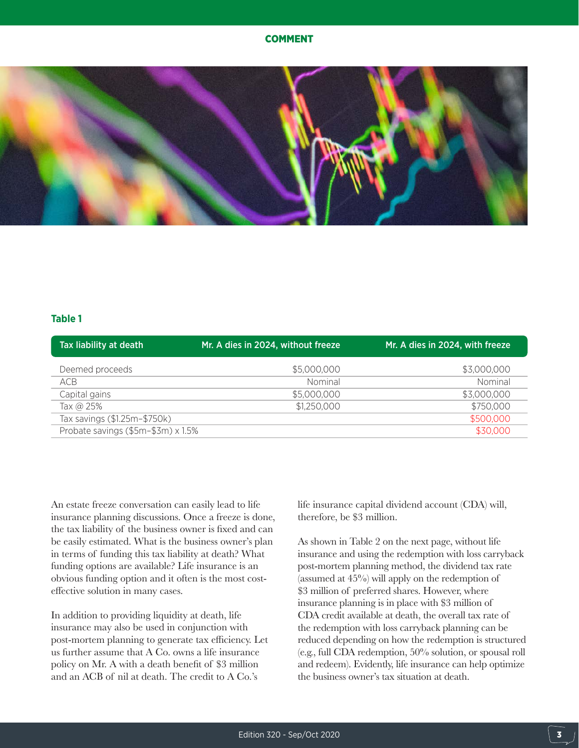**Table 1**

| Tax liability at death | Mr. A dies in 2024, without freeze | Mr. A dies in 2024, with freeze |
|---|---|---|
| Deemed proceeds | $5,000,000 | $3,000,000 |
| ACB | Nominal | Nominal |
| Capital gains | $5,000,000 | $3,000,000 |
| Tax @ 25% | $1,250,000 | $750,000 |
| Tax savings ($1.25m–$750k) | | $500,000 |
| Probate savings ($5m–$3m) x 1.5% | | $30,000 |

An estate freeze conversation can easily lead to life insurance planning discussions. Once a freeze is done, the tax liability of the business owner is fixed and can be easily estimated. What is the business owner's plan in terms of funding this tax liability at death? What funding options are available? Life insurance is an obvious funding option and it often is the most cost-effective solution in many cases.

In addition to providing liquidity at death, life insurance may also be used in conjunction with post-mortem planning to generate tax efficiency. Let us further assume that A Co. owns a life insurance policy on Mr. A with a death benefit of $3 million and an ACB of nil at death. The credit to A Co.'s life insurance capital dividend account (CDA) will, therefore, be $3 million.

As shown in Table 2 on the next page, without life insurance and using the redemption with loss carryback post-mortem planning method, the dividend tax rate (assumed at 45%) will apply on the redemption of $3 million of preferred shares. However, where insurance planning is in place with $3 million of CDA credit available at death, the overall tax rate of the redemption with loss carryback planning can be reduced depending on how the redemption is structured (e.g., full CDA redemption, 50% solution, or spousal roll and redeem). Evidently, life insurance can help optimize the business owner's tax situation at death.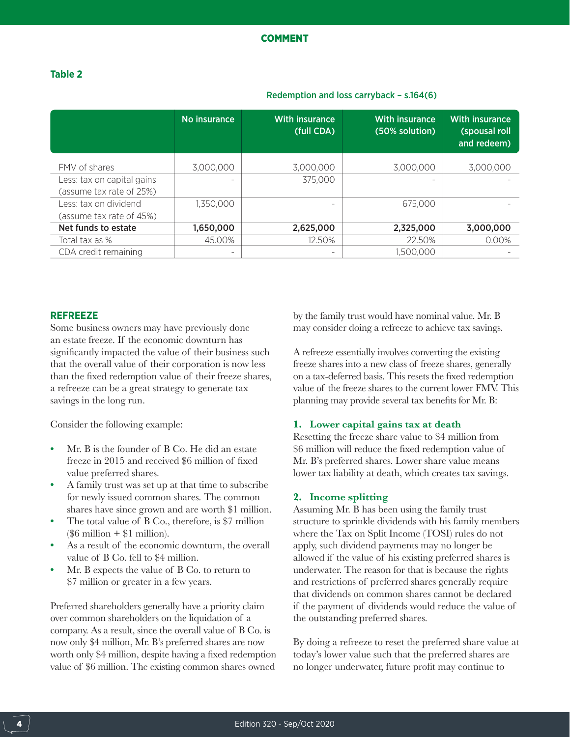**COMMENT**

### Table 2

Redemption and loss carryback – s.164(6)

| | No insurance | With insurance (full CDA) | With insurance (50% solution) | With insurance (spousal roll and redeem) |
|---|---|---|---|---|
| FMV of shares | 3,000,000 | 3,000,000 | 3,000,000 | 3,000,000 |
| Less: tax on capital gains (assume tax rate of 25%) | - | 375,000 | - | - |
| Less: tax on dividend (assume tax rate of 45%) | 1,350,000 | - | 675,000 | - |
| **Net funds to estate** | **1,650,000** | **2,625,000** | **2,325,000** | **3,000,000** |
| Total tax as % | 45.00% | 12.50% | 22.50% | 0.00% |
| CDA credit remaining | - | - | 1,500,000 | - |

## REFREEZE

Some business owners may have previously done an estate freeze. If the economic downturn has significantly impacted the value of their business such that the overall value of their corporation is now less than the fixed redemption value of their freeze shares, a refreeze can be a great strategy to generate tax savings in the long run.

Consider the following example:

- Mr. B is the founder of B Co. He did an estate freeze in 2015 and received $6 million of fixed value preferred shares.
- A family trust was set up at that time to subscribe for newly issued common shares. The common shares have since grown and are worth $1 million.
- The total value of B Co., therefore, is $7 million ($6 million + $1 million).
- As a result of the economic downturn, the overall value of B Co. fell to $4 million.
- Mr. B expects the value of B Co. to return to $7 million or greater in a few years.

Preferred shareholders generally have a priority claim over common shareholders on the liquidation of a company. As a result, since the overall value of B Co. is now only $4 million, Mr. B's preferred shares are now worth only $4 million, despite having a fixed redemption value of $6 million. The existing common shares owned by the family trust would have nominal value. Mr. B may consider doing a refreeze to achieve tax savings.

A refreeze essentially involves converting the existing freeze shares into a new class of freeze shares, generally on a tax-deferred basis. This resets the fixed redemption value of the freeze shares to the current lower FMV. This planning may provide several tax benefits for Mr. B:

### 1. Lower capital gains tax at death

Resetting the freeze share value to $4 million from $6 million will reduce the fixed redemption value of Mr. B's preferred shares. Lower share value means lower tax liability at death, which creates tax savings.

### 2. Income splitting

Assuming Mr. B has been using the family trust structure to sprinkle dividends with his family members where the Tax on Split Income (TOSI) rules do not apply, such dividend payments may no longer be allowed if the value of his existing preferred shares is underwater. The reason for that is because the rights and restrictions of preferred shares generally require that dividends on common shares cannot be declared if the payment of dividends would reduce the value of the outstanding preferred shares.

By doing a refreeze to reset the preferred share value at today's lower value such that the preferred shares are no longer underwater, future profit may continue to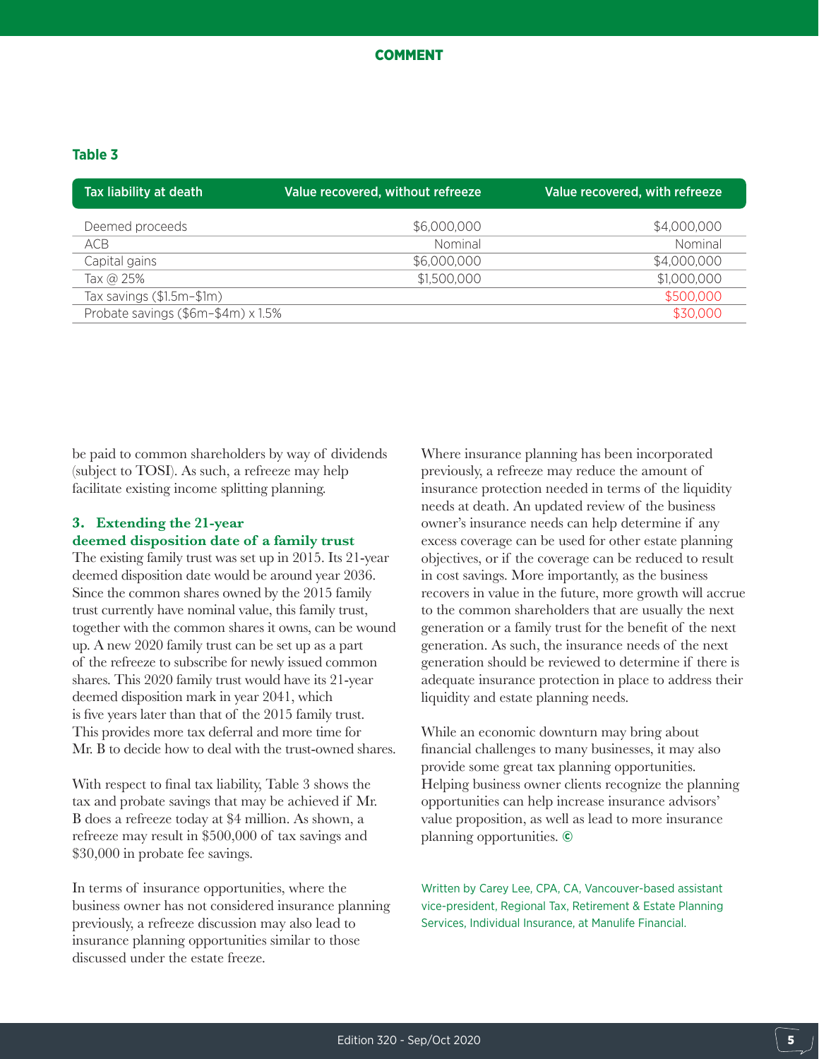**Table 3**

| Tax liability at death | Value recovered, without refreeze | Value recovered, with refreeze |
|---|---|---|
| Deemed proceeds | $6,000,000 | $4,000,000 |
| ACB | Nominal | Nominal |
| Capital gains | $6,000,000 | $4,000,000 |
| Tax @ 25% | $1,500,000 | $1,000,000 |
| Tax savings ($1.5m–$1m) | | $500,000 |
| Probate savings ($6m–$4m) x 1.5% | | $30,000 |

be paid to common shareholders by way of dividends (subject to TOSI). As such, a refreeze may help facilitate existing income splitting planning.

### 3. Extending the 21-year deemed disposition date of a family trust

The existing family trust was set up in 2015. Its 21-year deemed disposition date would be around year 2036. Since the common shares owned by the 2015 family trust currently have nominal value, this family trust, together with the common shares it owns, can be wound up. A new 2020 family trust can be set up as a part of the refreeze to subscribe for newly issued common shares. This 2020 family trust would have its 21-year deemed disposition mark in year 2041, which is five years later than that of the 2015 family trust. This provides more tax deferral and more time for Mr. B to decide how to deal with the trust-owned shares.

With respect to final tax liability, Table 3 shows the tax and probate savings that may be achieved if Mr. B does a refreeze today at $4 million. As shown, a refreeze may result in $500,000 of tax savings and $30,000 in probate fee savings.

In terms of insurance opportunities, where the business owner has not considered insurance planning previously, a refreeze discussion may also lead to insurance planning opportunities similar to those discussed under the estate freeze.

Where insurance planning has been incorporated previously, a refreeze may reduce the amount of insurance protection needed in terms of the liquidity needs at death. An updated review of the business owner's insurance needs can help determine if any excess coverage can be used for other estate planning objectives, or if the coverage can be reduced to result in cost savings. More importantly, as the business recovers in value in the future, more growth will accrue to the common shareholders that are usually the next generation or a family trust for the benefit of the next generation. As such, the insurance needs of the next generation should be reviewed to determine if there is adequate insurance protection in place to address their liquidity and estate planning needs.

While an economic downturn may bring about financial challenges to many businesses, it may also provide some great tax planning opportunities. Helping business owner clients recognize the planning opportunities can help increase insurance advisors' value proposition, as well as lead to more insurance planning opportunities. ©

Written by Carey Lee, CPA, CA, Vancouver-based assistant vice-president, Regional Tax, Retirement & Estate Planning Services, Individual Insurance, at Manulife Financial.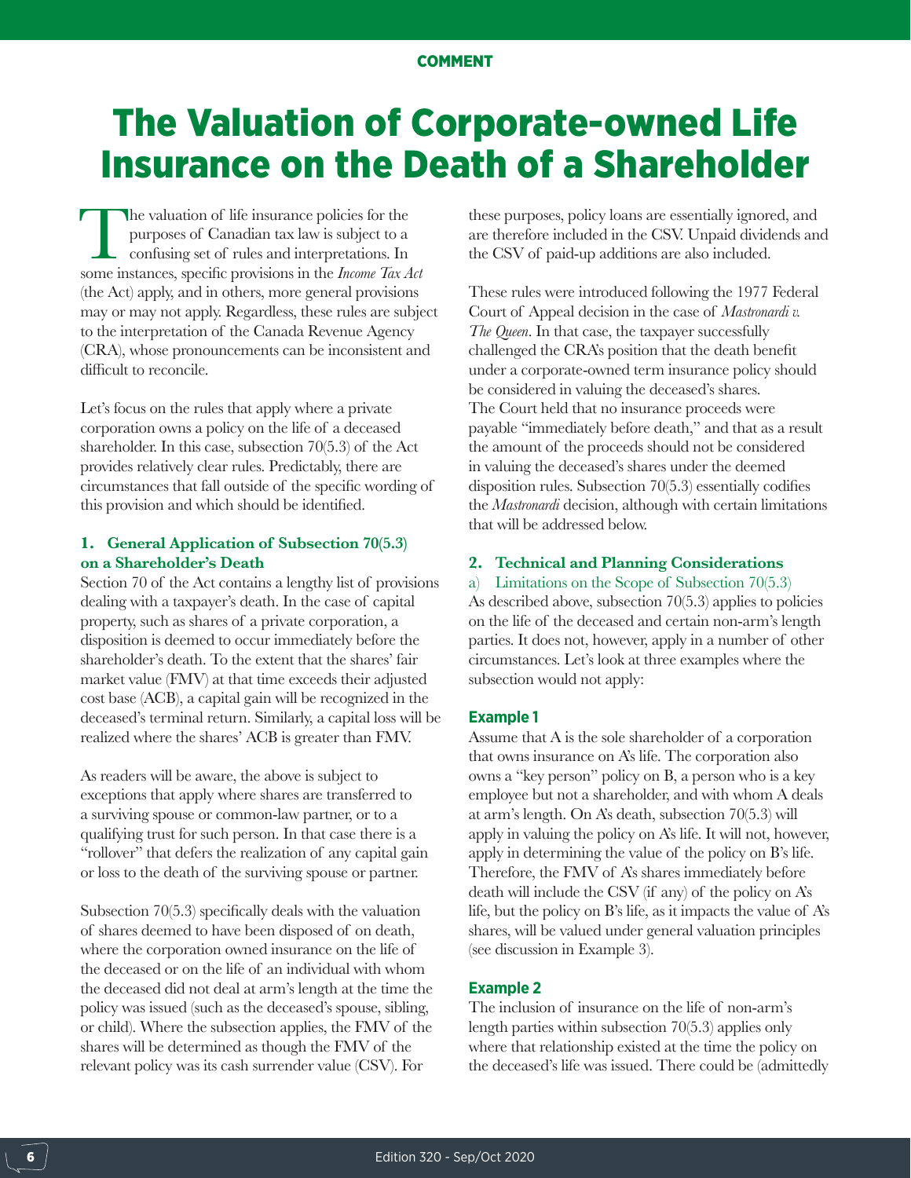COMMENT

# The Valuation of Corporate-owned Life Insurance on the Death of a Shareholder

The valuation of life insurance policies for the purposes of Canadian tax law is subject to a confusing set of rules and interpretations. In some instances, specific provisions in the *Income Tax Act* (the Act) apply, and in others, more general provisions may or may not apply. Regardless, these rules are subject to the interpretation of the Canada Revenue Agency (CRA), whose pronouncements can be inconsistent and difficult to reconcile.

Let's focus on the rules that apply where a private corporation owns a policy on the life of a deceased shareholder. In this case, subsection 70(5.3) of the Act provides relatively clear rules. Predictably, there are circumstances that fall outside of the specific wording of this provision and which should be identified.

### 1. General Application of Subsection 70(5.3) on a Shareholder's Death

Section 70 of the Act contains a lengthy list of provisions dealing with a taxpayer's death. In the case of capital property, such as shares of a private corporation, a disposition is deemed to occur immediately before the shareholder's death. To the extent that the shares' fair market value (FMV) at that time exceeds their adjusted cost base (ACB), a capital gain will be recognized in the deceased's terminal return. Similarly, a capital loss will be realized where the shares' ACB is greater than FMV.

As readers will be aware, the above is subject to exceptions that apply where shares are transferred to a surviving spouse or common-law partner, or to a qualifying trust for such person. In that case there is a "rollover" that defers the realization of any capital gain or loss to the death of the surviving spouse or partner.

Subsection 70(5.3) specifically deals with the valuation of shares deemed to have been disposed of on death, where the corporation owned insurance on the life of the deceased or on the life of an individual with whom the deceased did not deal at arm's length at the time the policy was issued (such as the deceased's spouse, sibling, or child). Where the subsection applies, the FMV of the shares will be determined as though the FMV of the relevant policy was its cash surrender value (CSV). For these purposes, policy loans are essentially ignored, and are therefore included in the CSV. Unpaid dividends and the CSV of paid-up additions are also included.

These rules were introduced following the 1977 Federal Court of Appeal decision in the case of *Mastronardi v. The Queen*. In that case, the taxpayer successfully challenged the CRA's position that the death benefit under a corporate-owned term insurance policy should be considered in valuing the deceased's shares. The Court held that no insurance proceeds were payable "immediately before death," and that as a result the amount of the proceeds should not be considered in valuing the deceased's shares under the deemed disposition rules. Subsection 70(5.3) essentially codifies the *Mastronardi* decision, although with certain limitations that will be addressed below.

### 2. Technical and Planning Considerations

a) Limitations on the Scope of Subsection 70(5.3)

As described above, subsection 70(5.3) applies to policies on the life of the deceased and certain non-arm's length parties. It does not, however, apply in a number of other circumstances. Let's look at three examples where the subsection would not apply:

#### Example 1

Assume that A is the sole shareholder of a corporation that owns insurance on A's life. The corporation also owns a "key person" policy on B, a person who is a key employee but not a shareholder, and with whom A deals at arm's length. On A's death, subsection 70(5.3) will apply in valuing the policy on A's life. It will not, however, apply in determining the value of the policy on B's life. Therefore, the FMV of A's shares immediately before death will include the CSV (if any) of the policy on A's life, but the policy on B's life, as it impacts the value of A's shares, will be valued under general valuation principles (see discussion in Example 3).

#### Example 2

The inclusion of insurance on the life of non-arm's length parties within subsection 70(5.3) applies only where that relationship existed at the time the policy on the deceased's life was issued. There could be (admittedly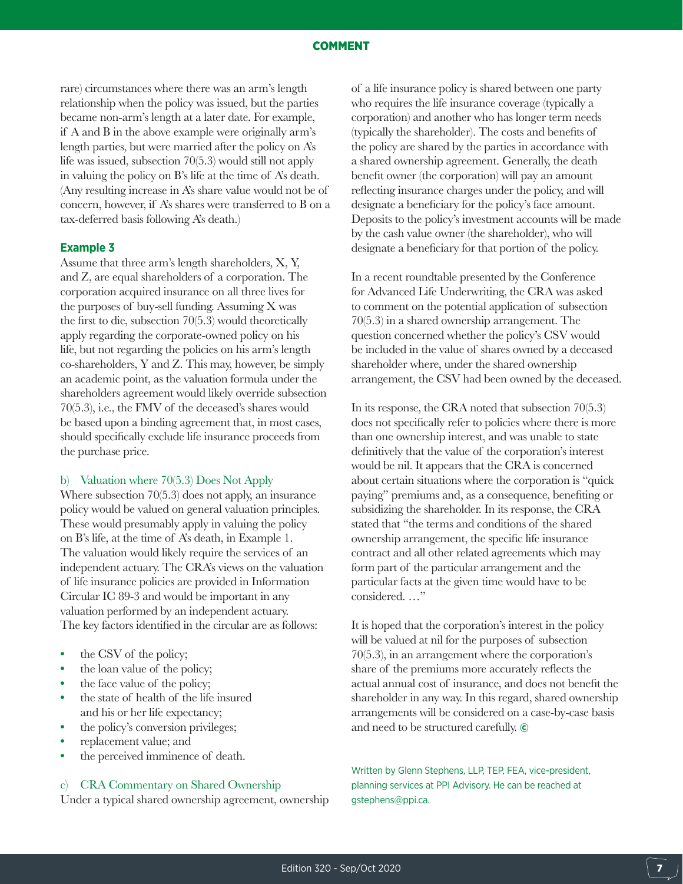rare) circumstances where there was an arm's length relationship when the policy was issued, but the parties became non-arm's length at a later date. For example, if A and B in the above example were originally arm's length parties, but were married after the policy on A's life was issued, subsection 70(5.3) would still not apply in valuing the policy on B's life at the time of A's death. (Any resulting increase in A's share value would not be of concern, however, if A's shares were transferred to B on a tax-deferred basis following A's death.)

**Example 3**

Assume that three arm's length shareholders, X, Y, and Z, are equal shareholders of a corporation. The corporation acquired insurance on all three lives for the purposes of buy-sell funding. Assuming X was the first to die, subsection 70(5.3) would theoretically apply regarding the corporate-owned policy on his life, but not regarding the policies on his arm's length co-shareholders, Y and Z. This may, however, be simply an academic point, as the valuation formula under the shareholders agreement would likely override subsection 70(5.3), i.e., the FMV of the deceased's shares would be based upon a binding agreement that, in most cases, should specifically exclude life insurance proceeds from the purchase price.

### b) Valuation where 70(5.3) Does Not Apply

Where subsection 70(5.3) does not apply, an insurance policy would be valued on general valuation principles. These would presumably apply in valuing the policy on B's life, at the time of A's death, in Example 1. The valuation would likely require the services of an independent actuary. The CRA's views on the valuation of life insurance policies are provided in Information Circular IC 89-3 and would be important in any valuation performed by an independent actuary. The key factors identified in the circular are as follows:

- the CSV of the policy;
- the loan value of the policy;
- the face value of the policy;
- the state of health of the life insured and his or her life expectancy;
- the policy's conversion privileges;
- replacement value; and
- the perceived imminence of death.

### c) CRA Commentary on Shared Ownership

Under a typical shared ownership agreement, ownership of a life insurance policy is shared between one party who requires the life insurance coverage (typically a corporation) and another who has longer term needs (typically the shareholder). The costs and benefits of the policy are shared by the parties in accordance with a shared ownership agreement. Generally, the death benefit owner (the corporation) will pay an amount reflecting insurance charges under the policy, and will designate a beneficiary for the policy's face amount. Deposits to the policy's investment accounts will be made by the cash value owner (the shareholder), who will designate a beneficiary for that portion of the policy.

In a recent roundtable presented by the Conference for Advanced Life Underwriting, the CRA was asked to comment on the potential application of subsection 70(5.3) in a shared ownership arrangement. The question concerned whether the policy's CSV would be included in the value of shares owned by a deceased shareholder where, under the shared ownership arrangement, the CSV had been owned by the deceased.

In its response, the CRA noted that subsection 70(5.3) does not specifically refer to policies where there is more than one ownership interest, and was unable to state definitively that the value of the corporation's interest would be nil. It appears that the CRA is concerned about certain situations where the corporation is "quick paying" premiums and, as a consequence, benefiting or subsidizing the shareholder. In its response, the CRA stated that "the terms and conditions of the shared ownership arrangement, the specific life insurance contract and all other related agreements which may form part of the particular arrangement and the particular facts at the given time would have to be considered. …"

It is hoped that the corporation's interest in the policy will be valued at nil for the purposes of subsection 70(5.3), in an arrangement where the corporation's share of the premiums more accurately reflects the actual annual cost of insurance, and does not benefit the shareholder in any way. In this regard, shared ownership arrangements will be considered on a case-by-case basis and need to be structured carefully. ©

Written by Glenn Stephens, LLP, TEP, FEA, vice-president, planning services at PPI Advisory. He can be reached at gstephens@ppi.ca.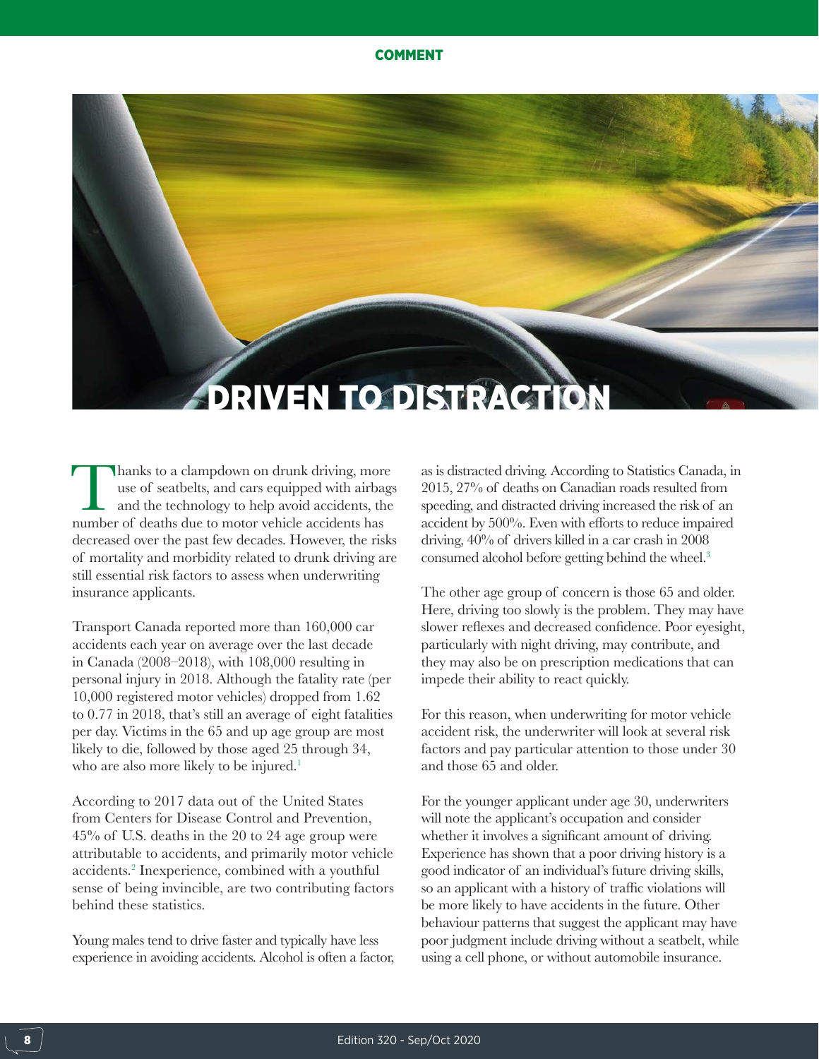COMMENT

# DRIVEN TO DISTRACTION

Thanks to a clampdown on drunk driving, more use of seatbelts, and cars equipped with airbags and the technology to help avoid accidents, the number of deaths due to motor vehicle accidents has decreased over the past few decades. However, the risks of mortality and morbidity related to drunk driving are still essential risk factors to assess when underwriting insurance applicants.

Transport Canada reported more than 160,000 car accidents each year on average over the last decade in Canada (2008–2018), with 108,000 resulting in personal injury in 2018. Although the fatality rate (per 10,000 registered motor vehicles) dropped from 1.62 to 0.77 in 2018, that's still an average of eight fatalities per day. Victims in the 65 and up age group are most likely to die, followed by those aged 25 through 34, who are also more likely to be injured.[1]

According to 2017 data out of the United States from Centers for Disease Control and Prevention, 45% of U.S. deaths in the 20 to 24 age group were attributable to accidents, and primarily motor vehicle accidents.[2] Inexperience, combined with a youthful sense of being invincible, are two contributing factors behind these statistics.

Young males tend to drive faster and typically have less experience in avoiding accidents. Alcohol is often a factor, as is distracted driving. According to Statistics Canada, in 2015, 27% of deaths on Canadian roads resulted from speeding, and distracted driving increased the risk of an accident by 500%. Even with efforts to reduce impaired driving, 40% of drivers killed in a car crash in 2008 consumed alcohol before getting behind the wheel.[3]

The other age group of concern is those 65 and older. Here, driving too slowly is the problem. They may have slower reflexes and decreased confidence. Poor eyesight, particularly with night driving, may contribute, and they may also be on prescription medications that can impede their ability to react quickly.

For this reason, when underwriting for motor vehicle accident risk, the underwriter will look at several risk factors and pay particular attention to those under 30 and those 65 and older.

For the younger applicant under age 30, underwriters will note the applicant's occupation and consider whether it involves a significant amount of driving. Experience has shown that a poor driving history is a good indicator of an individual's future driving skills, so an applicant with a history of traffic violations will be more likely to have accidents in the future. Other behaviour patterns that suggest the applicant may have poor judgment include driving without a seatbelt, while using a cell phone, or without automobile insurance.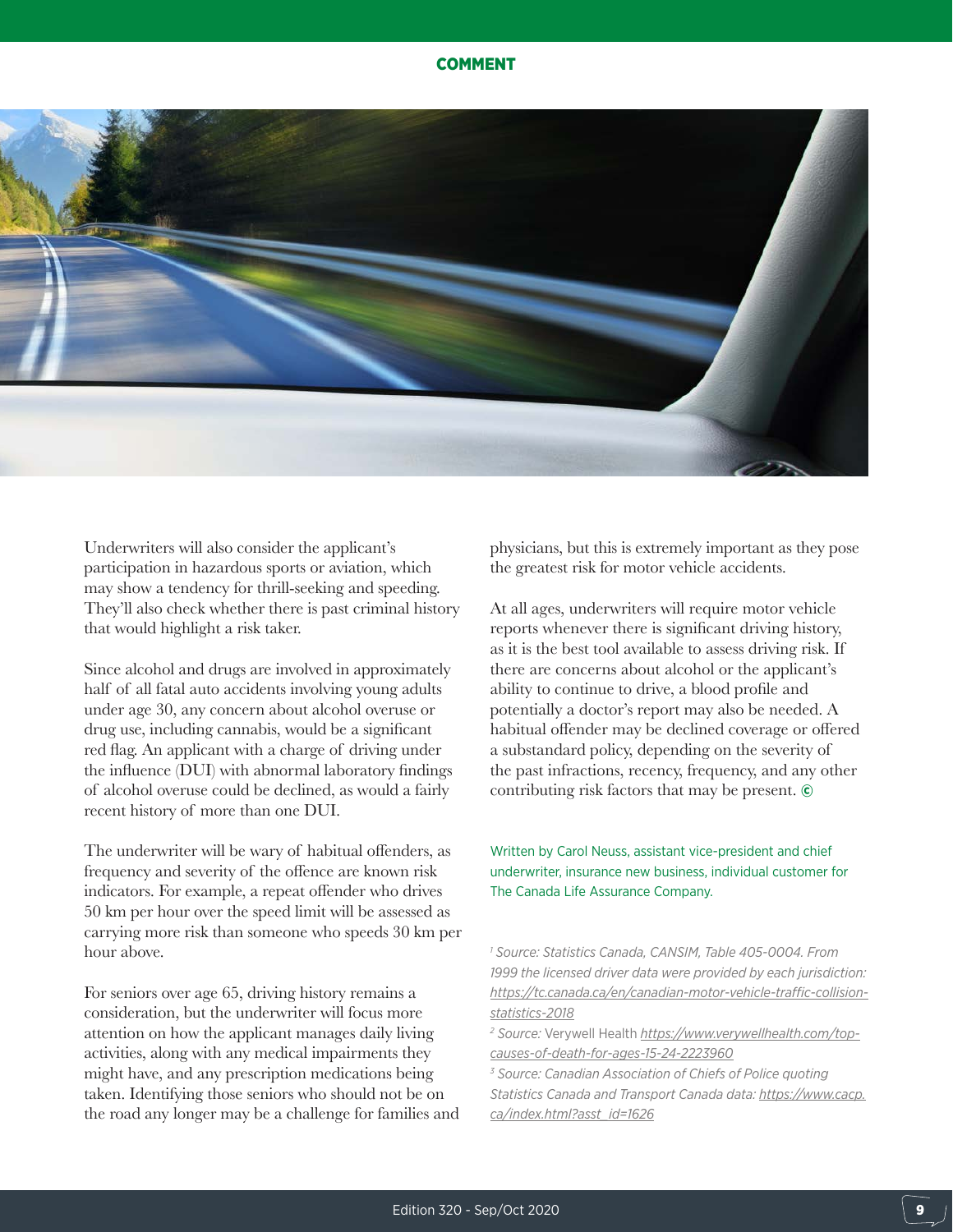Underwriters will also consider the applicant's participation in hazardous sports or aviation, which may show a tendency for thrill-seeking and speeding. They'll also check whether there is past criminal history that would highlight a risk taker.

Since alcohol and drugs are involved in approximately half of all fatal auto accidents involving young adults under age 30, any concern about alcohol overuse or drug use, including cannabis, would be a significant red flag. An applicant with a charge of driving under the influence (DUI) with abnormal laboratory findings of alcohol overuse could be declined, as would a fairly recent history of more than one DUI.

The underwriter will be wary of habitual offenders, as frequency and severity of the offence are known risk indicators. For example, a repeat offender who drives 50 km per hour over the speed limit will be assessed as carrying more risk than someone who speeds 30 km per hour above.

For seniors over age 65, driving history remains a consideration, but the underwriter will focus more attention on how the applicant manages daily living activities, along with any medical impairments they might have, and any prescription medications being taken. Identifying those seniors who should not be on the road any longer may be a challenge for families and physicians, but this is extremely important as they pose the greatest risk for motor vehicle accidents.

At all ages, underwriters will require motor vehicle reports whenever there is significant driving history, as it is the best tool available to assess driving risk. If there are concerns about alcohol or the applicant's ability to continue to drive, a blood profile and potentially a doctor's report may also be needed. A habitual offender may be declined coverage or offered a substandard policy, depending on the severity of the past infractions, recency, frequency, and any other contributing risk factors that may be present. ©

Written by Carol Neuss, assistant vice-president and chief underwriter, insurance new business, individual customer for The Canada Life Assurance Company.

[1] *Source: Statistics Canada, CANSIM, Table 405-0004. From 1999 the licensed driver data were provided by each jurisdiction: https://tc.canada.ca/en/canadian-motor-vehicle-traffic-collision-statistics-2018*

[2] *Source:* Verywell Health *https://www.verywellhealth.com/top-causes-of-death-for-ages-15-24-2223960*

[3] *Source: Canadian Association of Chiefs of Police quoting Statistics Canada and Transport Canada data: https://www.cacp.ca/index.html?asst_id=1626*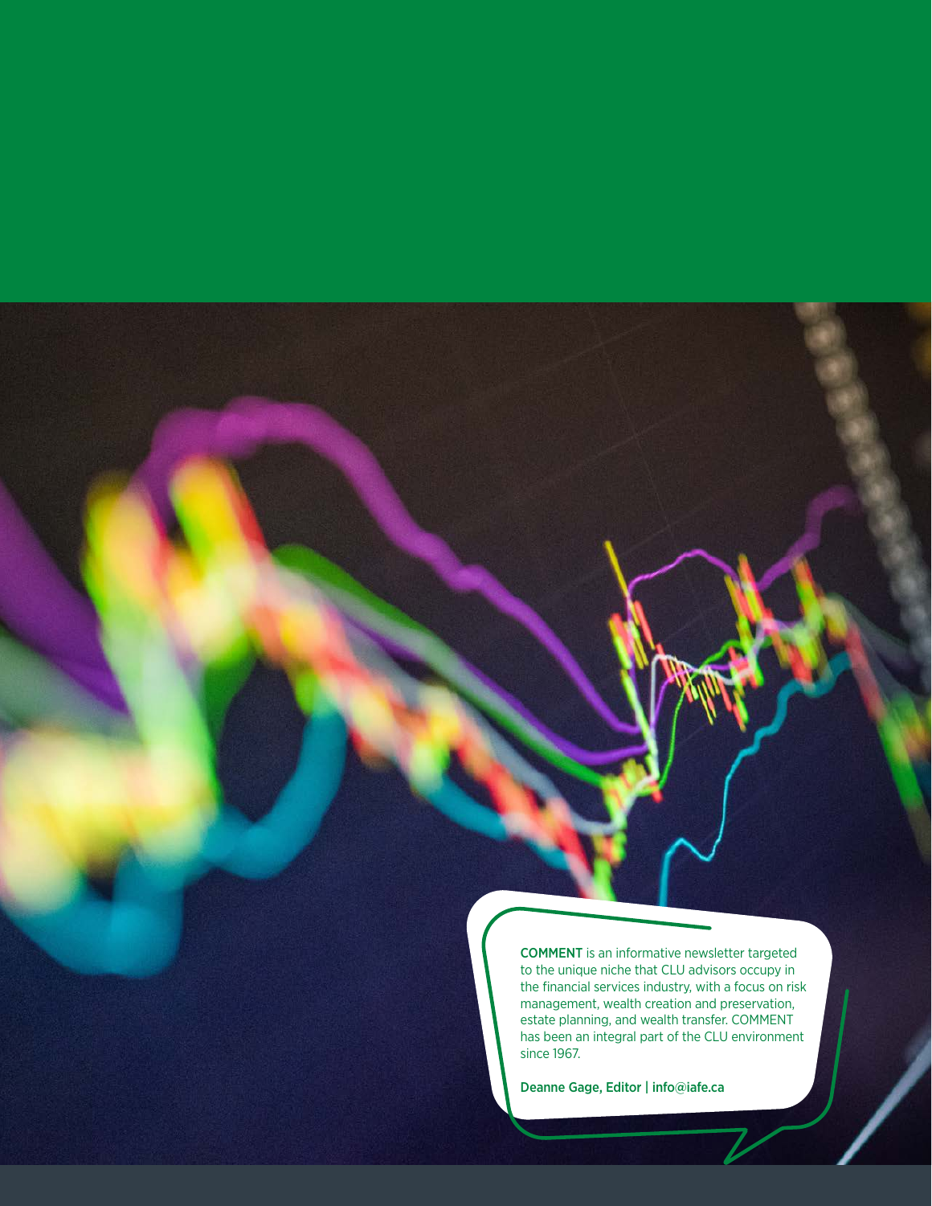**COMMENT** is an informative newsletter targeted to the unique niche that CLU advisors occupy in the financial services industry, with a focus on risk management, wealth creation and preservation, estate planning, and wealth transfer. COMMENT has been an integral part of the CLU environment since 1967.

**Deanne Gage, Editor | info@iafe.ca**